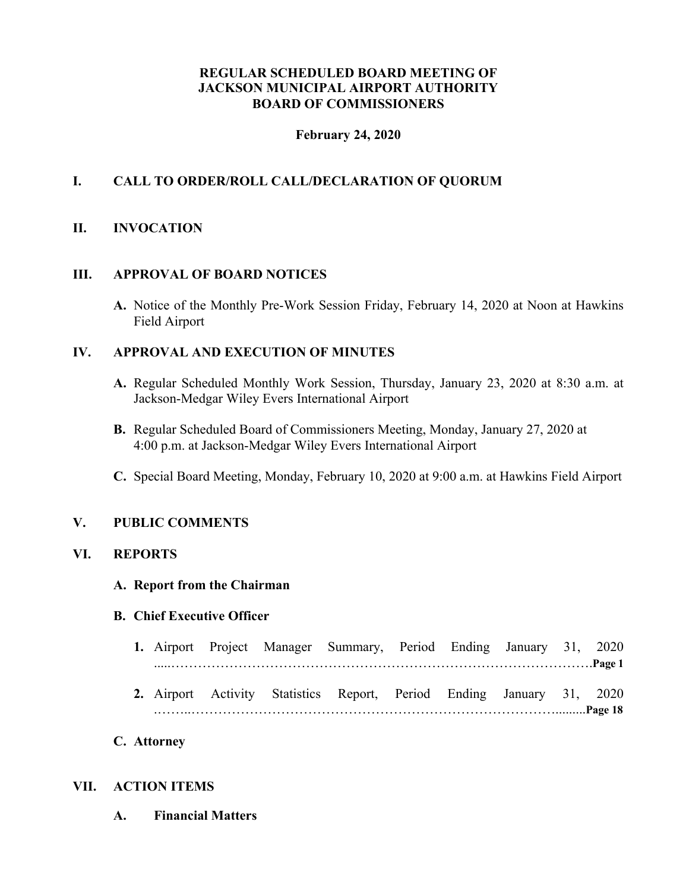**REGULAR SCHEDULED BOARD MEETING OF**
**JACKSON MUNICIPAL AIRPORT AUTHORITY**
**BOARD OF COMMISSIONERS**

**February 24, 2020**

## I. CALL TO ORDER/ROLL CALL/DECLARATION OF QUORUM

## II. INVOCATION

## III. APPROVAL OF BOARD NOTICES

**A.** Notice of the Monthly Pre-Work Session Friday, February 14, 2020 at Noon at Hawkins Field Airport

## IV. APPROVAL AND EXECUTION OF MINUTES

**A.** Regular Scheduled Monthly Work Session, Thursday, January 23, 2020 at 8:30 a.m. at Jackson-Medgar Wiley Evers International Airport

**B.** Regular Scheduled Board of Commissioners Meeting, Monday, January 27, 2020 at 4:00 p.m. at Jackson-Medgar Wiley Evers International Airport

**C.** Special Board Meeting, Monday, February 10, 2020 at 9:00 a.m. at Hawkins Field Airport

## V. PUBLIC COMMENTS

## VI. REPORTS

**A. Report from the Chairman**

**B. Chief Executive Officer**

1. Airport Project Manager Summary, Period Ending January 31, 2020 ..........**Page 1**

2. Airport Activity Statistics Report, Period Ending January 31, 2020 ..........**Page 18**

**C. Attorney**

## VII. ACTION ITEMS

**A. Financial Matters**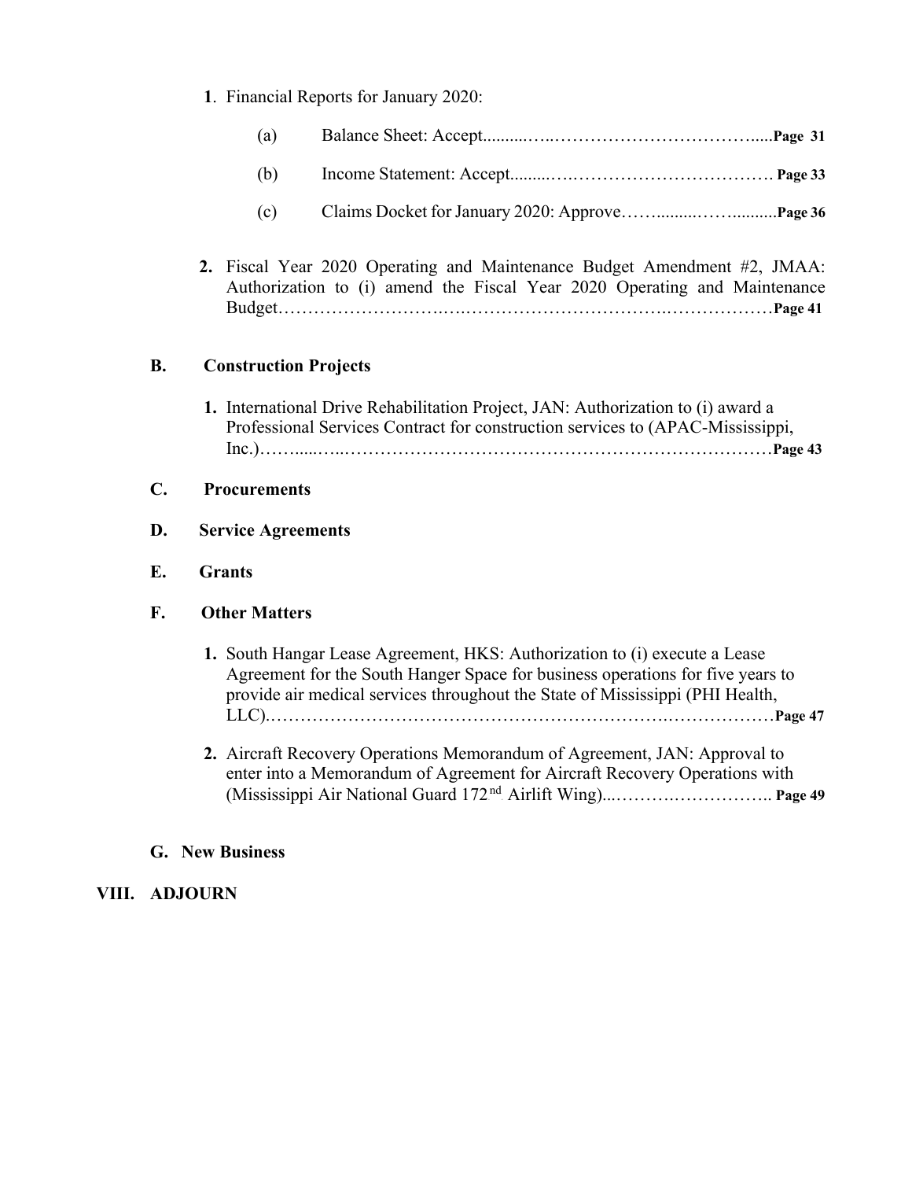1. Financial Reports for January 2020:

   (a) Balance Sheet: Accept..........….……………………………....**Page 31**

   (b) Income Statement: Accept.........….……………………………. **Page 33**

   (c) Claims Docket for January 2020: Approve……..........……..........**Page 36**

2. **2.** Fiscal Year 2020 Operating and Maintenance Budget Amendment #2, JMAA: Authorization to (i) amend the Fiscal Year 2020 Operating and Maintenance Budget………………………….….…………………………….………………**Page 41**

**B. Construction Projects**

**1.** International Drive Rehabilitation Project, JAN: Authorization to (i) award a Professional Services Contract for construction services to (APAC-Mississippi, Inc.)……......…...…………………………………………………………………**Page 43**

**C. Procurements**

**D. Service Agreements**

**E. Grants**

**F. Other Matters**

**1.** South Hangar Lease Agreement, HKS: Authorization to (i) execute a Lease Agreement for the South Hanger Space for business operations for five years to provide air medical services throughout the State of Mississippi (PHI Health, LLC).…………………………………………………………….………………**Page 47**

**2.** Aircraft Recovery Operations Memorandum of Agreement, JAN: Approval to enter into a Memorandum of Agreement for Aircraft Recovery Operations with (Mississippi Air National Guard 172nd Airlift Wing)...……….…………….. **Page 49**

**G. New Business**

**VIII. ADJOURN**